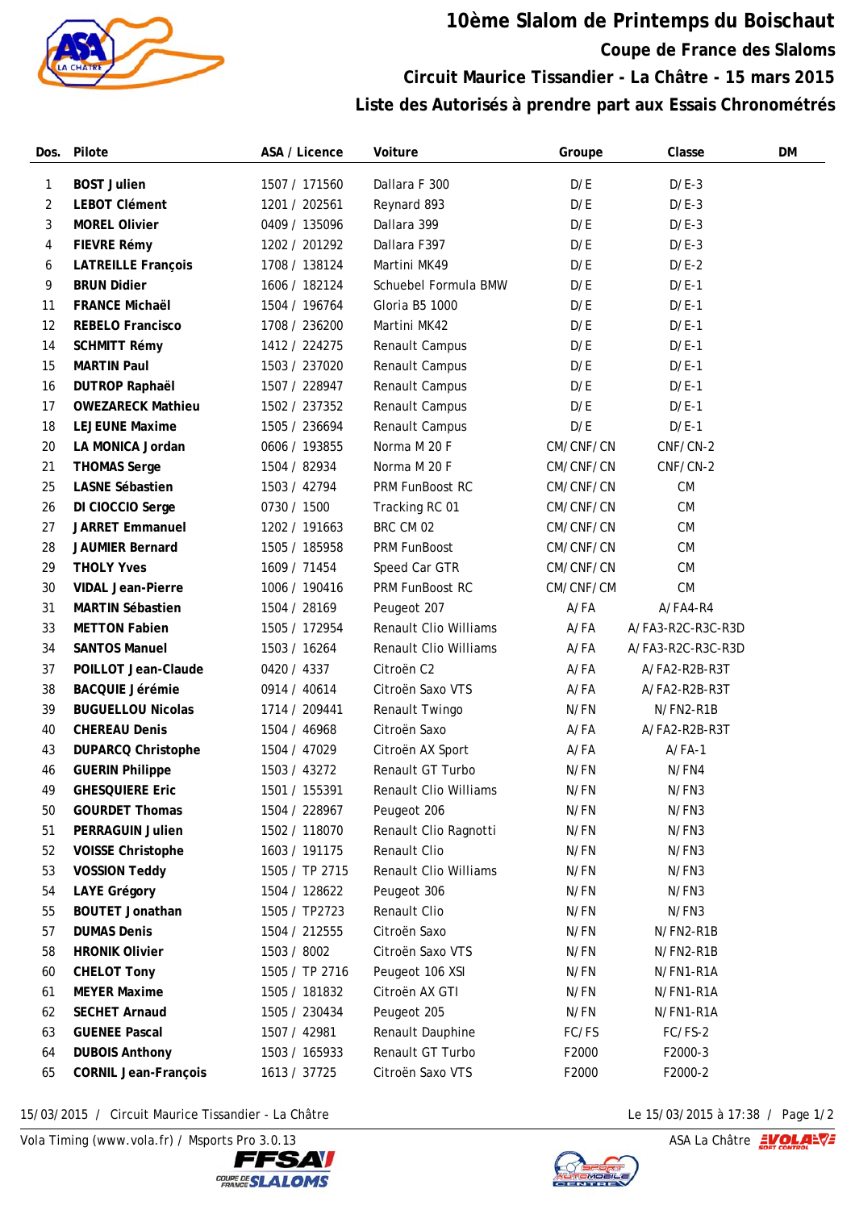# 10ème Slalom de Printemps du Boischaut

## Coupe de France des Slaloms

## Circuit Maurice Tissandier - La Châtre - 15 mars 2015

## Liste des Autorisés à prendre part aux Essais Chronométrés

| Dos. | Pilote | ASA / Licence | Voiture | Groupe | Classe | DM |
|---|---|---|---|---|---|---|
| 1 | **BOST Julien** | 1507 / 171560 | Dallara F 300 | D/E | D/E-3 | |
| 2 | **LEBOT Clément** | 1201 / 202561 | Reynard 893 | D/E | D/E-3 | |
| 3 | **MOREL Olivier** | 0409 / 135096 | Dallara 399 | D/E | D/E-3 | |
| 4 | **FIEVRE Rémy** | 1202 / 201292 | Dallara F397 | D/E | D/E-3 | |
| 6 | **LATREILLE François** | 1708 / 138124 | Martini MK49 | D/E | D/E-2 | |
| 9 | **BRUN Didier** | 1606 / 182124 | Schuebel Formula BMW | D/E | D/E-1 | |
| 11 | **FRANCE Michaël** | 1504 / 196764 | Gloria B5 1000 | D/E | D/E-1 | |
| 12 | **REBELO Francisco** | 1708 / 236200 | Martini MK42 | D/E | D/E-1 | |
| 14 | **SCHMITT Rémy** | 1412 / 224275 | Renault Campus | D/E | D/E-1 | |
| 15 | **MARTIN Paul** | 1503 / 237020 | Renault Campus | D/E | D/E-1 | |
| 16 | **DUTROP Raphaël** | 1507 / 228947 | Renault Campus | D/E | D/E-1 | |
| 17 | **OWEZARECK Mathieu** | 1502 / 237352 | Renault Campus | D/E | D/E-1 | |
| 18 | **LEJEUNE Maxime** | 1505 / 236694 | Renault Campus | D/E | D/E-1 | |
| 20 | **LA MONICA Jordan** | 0606 / 193855 | Norma M 20 F | CM/CNF/CN | CNF/CN-2 | |
| 21 | **THOMAS Serge** | 1504 / 82934 | Norma M 20 F | CM/CNF/CN | CNF/CN-2 | |
| 25 | **LASNE Sébastien** | 1503 / 42794 | PRM FunBoost RC | CM/CNF/CN | CM | |
| 26 | **DI CIOCCIO Serge** | 0730 / 1500 | Tracking RC 01 | CM/CNF/CN | CM | |
| 27 | **JARRET Emmanuel** | 1202 / 191663 | BRC CM 02 | CM/CNF/CN | CM | |
| 28 | **JAUMIER Bernard** | 1505 / 185958 | PRM FunBoost | CM/CNF/CN | CM | |
| 29 | **THOLY Yves** | 1609 / 71454 | Speed Car GTR | CM/CNF/CN | CM | |
| 30 | **VIDAL Jean-Pierre** | 1006 / 190416 | PRM FunBoost RC | CM/CNF/CM | CM | |
| 31 | **MARTIN Sébastien** | 1504 / 28169 | Peugeot 207 | A/FA | A/FA4-R4 | |
| 33 | **METTON Fabien** | 1505 / 172954 | Renault Clio Williams | A/FA | A/FA3-R2C-R3C-R3D | |
| 34 | **SANTOS Manuel** | 1503 / 16264 | Renault Clio Williams | A/FA | A/FA3-R2C-R3C-R3D | |
| 37 | **POILLOT Jean-Claude** | 0420 / 4337 | Citroën C2 | A/FA | A/FA2-R2B-R3T | |
| 38 | **BACQUIE Jérémie** | 0914 / 40614 | Citroën Saxo VTS | A/FA | A/FA2-R2B-R3T | |
| 39 | **BUGUELLOU Nicolas** | 1714 / 209441 | Renault Twingo | N/FN | N/FN2-R1B | |
| 40 | **CHEREAU Denis** | 1504 / 46968 | Citroën Saxo | A/FA | A/FA2-R2B-R3T | |
| 43 | **DUPARCQ Christophe** | 1504 / 47029 | Citroën AX Sport | A/FA | A/FA-1 | |
| 46 | **GUERIN Philippe** | 1503 / 43272 | Renault GT Turbo | N/FN | N/FN4 | |
| 49 | **GHESQUIERE Eric** | 1501 / 155391 | Renault Clio Williams | N/FN | N/FN3 | |
| 50 | **GOURDET Thomas** | 1504 / 228967 | Peugeot 206 | N/FN | N/FN3 | |
| 51 | **PERRAGUIN Julien** | 1502 / 118070 | Renault Clio Ragnotti | N/FN | N/FN3 | |
| 52 | **VOISSE Christophe** | 1603 / 191175 | Renault Clio | N/FN | N/FN3 | |
| 53 | **VOSSION Teddy** | 1505 / TP 2715 | Renault Clio Williams | N/FN | N/FN3 | |
| 54 | **LAYE Grégory** | 1504 / 128622 | Peugeot 306 | N/FN | N/FN3 | |
| 55 | **BOUTET Jonathan** | 1505 / TP2723 | Renault Clio | N/FN | N/FN3 | |
| 57 | **DUMAS Denis** | 1504 / 212555 | Citroën Saxo | N/FN | N/FN2-R1B | |
| 58 | **HRONIK Olivier** | 1503 / 8002 | Citroën Saxo VTS | N/FN | N/FN2-R1B | |
| 60 | **CHELOT Tony** | 1505 / TP 2716 | Peugeot 106 XSI | N/FN | N/FN1-R1A | |
| 61 | **MEYER Maxime** | 1505 / 181832 | Citroën AX GTI | N/FN | N/FN1-R1A | |
| 62 | **SECHET Arnaud** | 1505 / 230434 | Peugeot 205 | N/FN | N/FN1-R1A | |
| 63 | **GUENEE Pascal** | 1507 / 42981 | Renault Dauphine | FC/FS | FC/FS-2 | |
| 64 | **DUBOIS Anthony** | 1503 / 165933 | Renault GT Turbo | F2000 | F2000-3 | |
| 65 | **CORNIL Jean-François** | 1613 / 37725 | Citroën Saxo VTS | F2000 | F2000-2 | |

15/03/2015 / Circuit Maurice Tissandier - La Châtre — Le 15/03/2015 à 17:38

Vola Timing (www.vola.fr) / Msports Pro 3.0.13 — ASA La Châtre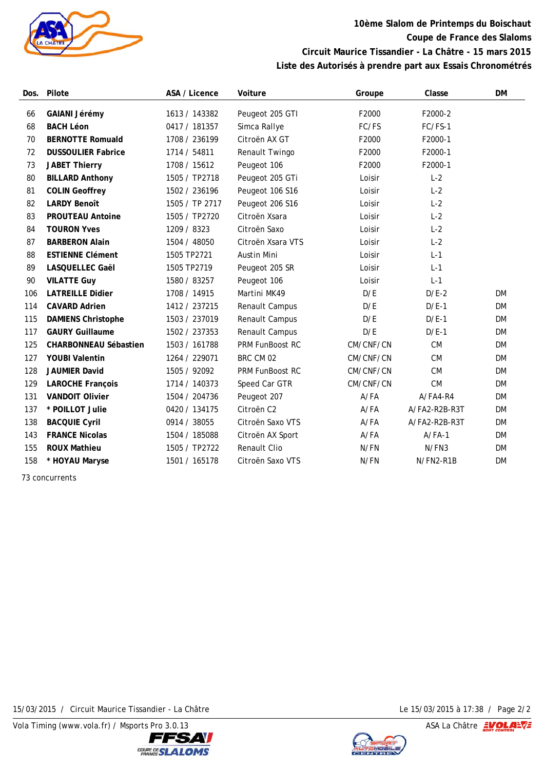**10ème Slalom de Printemps du Boischaut**
**Coupe de France des Slaloms**
**Circuit Maurice Tissandier - La Châtre - 15 mars 2015**
**Liste des Autorisés à prendre part aux Essais Chronométrés**

| Dos. | Pilote | ASA / Licence | Voiture | Groupe | Classe | DM |
|---|---|---|---|---|---|---|
| 66 | **GAIANI Jérémy** | 1613 / 143382 | Peugeot 205 GTI | F2000 | F2000-2 | |
| 68 | **BACH Léon** | 0417 / 181357 | Simca Rallye | FC/FS | FC/FS-1 | |
| 70 | **BERNOTTE Romuald** | 1708 / 236199 | Citroën AX GT | F2000 | F2000-1 | |
| 72 | **DUSSOULIER Fabrice** | 1714 / 54811 | Renault Twingo | F2000 | F2000-1 | |
| 73 | **JABET Thierry** | 1708 / 15612 | Peugeot 106 | F2000 | F2000-1 | |
| 80 | **BILLARD Anthony** | 1505 / TP2718 | Peugeot 205 GTi | Loisir | L-2 | |
| 81 | **COLIN Geoffrey** | 1502 / 236196 | Peugeot 106 S16 | Loisir | L-2 | |
| 82 | **LARDY Benoît** | 1505 / TP 2717 | Peugeot 206 S16 | Loisir | L-2 | |
| 83 | **PROUTEAU Antoine** | 1505 / TP2720 | Citroën Xsara | Loisir | L-2 | |
| 84 | **TOURON Yves** | 1209 / 8323 | Citroën Saxo | Loisir | L-2 | |
| 87 | **BARBERON Alain** | 1504 / 48050 | Citroën Xsara VTS | Loisir | L-2 | |
| 88 | **ESTIENNE Clément** | 1505 TP2721 | Austin Mini | Loisir | L-1 | |
| 89 | **LASQUELLEC Gaël** | 1505 TP2719 | Peugeot 205 SR | Loisir | L-1 | |
| 90 | **VILATTE Guy** | 1580 / 83257 | Peugeot 106 | Loisir | L-1 | |
| 106 | **LATREILLE Didier** | 1708 / 14915 | Martini MK49 | D/E | D/E-2 | DM |
| 114 | **CAVARD Adrien** | 1412 / 237215 | Renault Campus | D/E | D/E-1 | DM |
| 115 | **DAMIENS Christophe** | 1503 / 237019 | Renault Campus | D/E | D/E-1 | DM |
| 117 | **GAURY Guillaume** | 1502 / 237353 | Renault Campus | D/E | D/E-1 | DM |
| 125 | **CHARBONNEAU Sébastien** | 1503 / 161788 | PRM FunBoost RC | CM/CNF/CN | CM | DM |
| 127 | **YOUBI Valentin** | 1264 / 229071 | BRC CM 02 | CM/CNF/CN | CM | DM |
| 128 | **JAUMIER David** | 1505 / 92092 | PRM FunBoost RC | CM/CNF/CN | CM | DM |
| 129 | **LAROCHE François** | 1714 / 140373 | Speed Car GTR | CM/CNF/CN | CM | DM |
| 131 | **VANDOIT Olivier** | 1504 / 204736 | Peugeot 207 | A/FA | A/FA4-R4 | DM |
| 137 | **\* POILLOT Julie** | 0420 / 134175 | Citroën C2 | A/FA | A/FA2-R2B-R3T | DM |
| 138 | **BACQUIE Cyril** | 0914 / 38055 | Citroën Saxo VTS | A/FA | A/FA2-R2B-R3T | DM |
| 143 | **FRANCE Nicolas** | 1504 / 185088 | Citroën AX Sport | A/FA | A/FA-1 | DM |
| 155 | **ROUX Mathieu** | 1505 / TP2722 | Renault Clio | N/FN | N/FN3 | DM |
| 158 | **\* HOYAU Maryse** | 1501 / 165178 | Citroën Saxo VTS | N/FN | N/FN2-R1B | DM |

73 concurrents